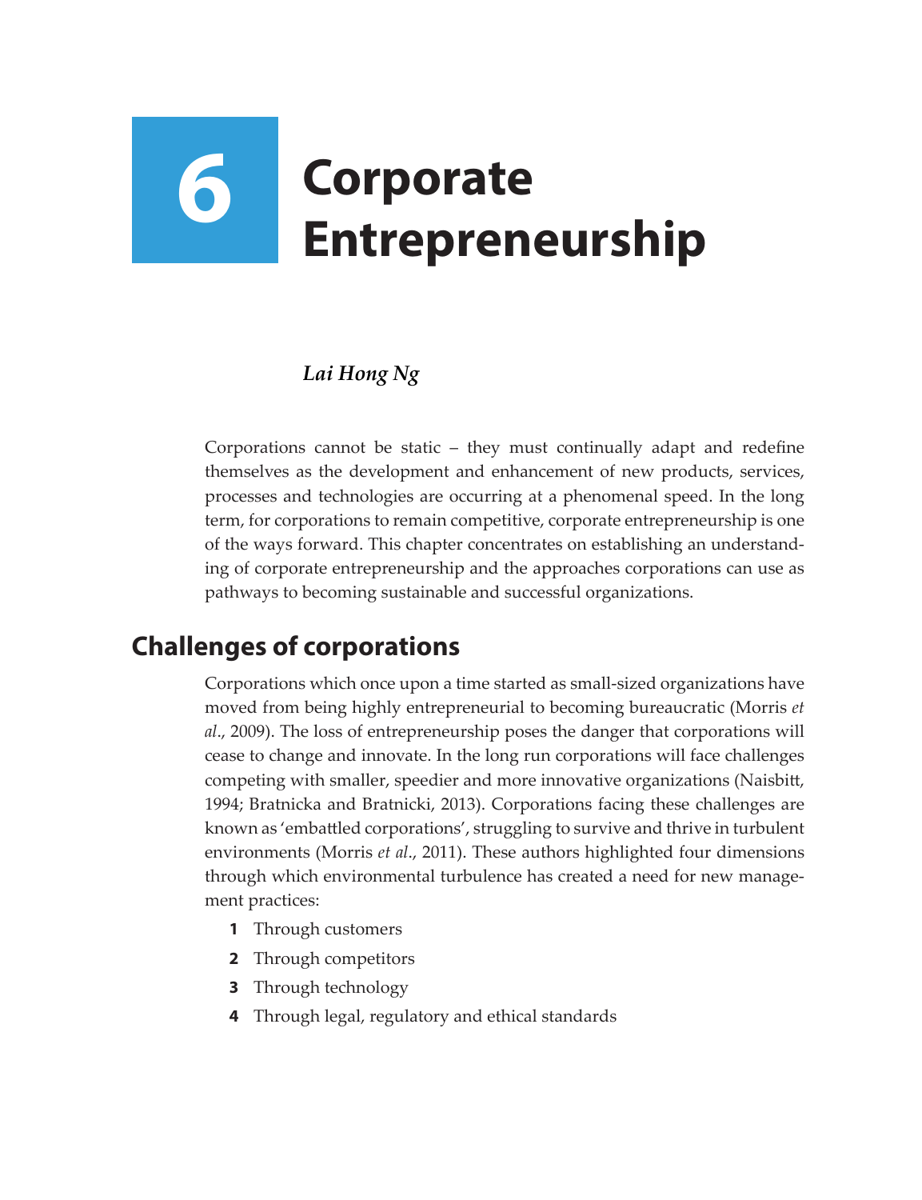# 6 Corporate Entrepreneurship

*Lai Hong Ng*

Corporations cannot be static – they must continually adapt and redefine themselves as the development and enhancement of new products, services, processes and technologies are occurring at a phenomenal speed. In the long term, for corporations to remain competitive, corporate entrepreneurship is one of the ways forward. This chapter concentrates on establishing an understanding of corporate entrepreneurship and the approaches corporations can use as pathways to becoming sustainable and successful organizations.

## Challenges of corporations

Corporations which once upon a time started as small-sized organizations have moved from being highly entrepreneurial to becoming bureaucratic (Morris *et al*., 2009). The loss of entrepreneurship poses the danger that corporations will cease to change and innovate. In the long run corporations will face challenges competing with smaller, speedier and more innovative organizations (Naisbitt, 1994; Bratnicka and Bratnicki, 2013). Corporations facing these challenges are known as 'embattled corporations', struggling to survive and thrive in turbulent environments (Morris *et al*., 2011). These authors highlighted four dimensions through which environmental turbulence has created a need for new management practices:

1. Through customers
2. Through competitors
3. Through technology
4. Through legal, regulatory and ethical standards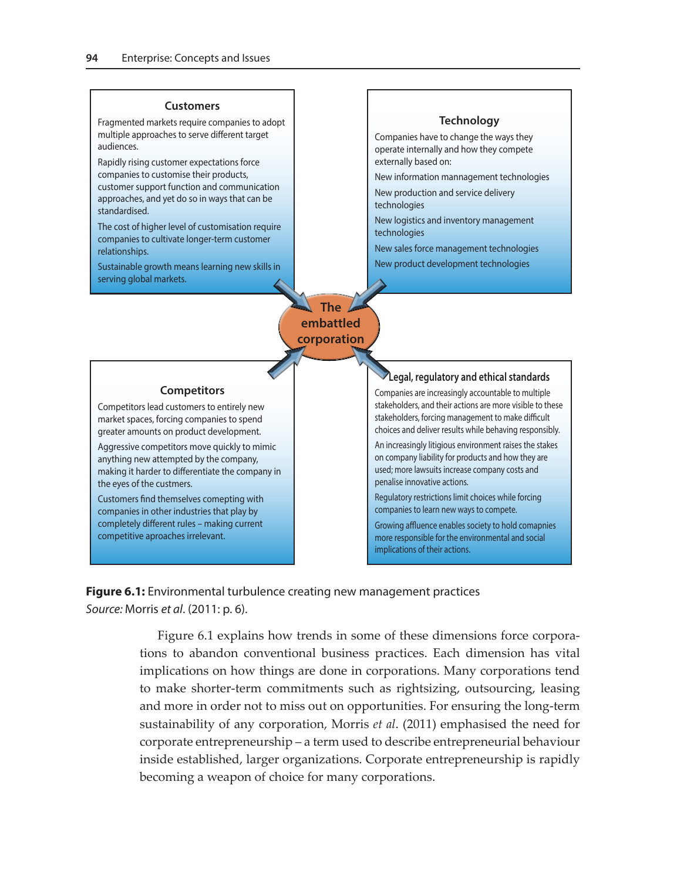**Customers**

Fragmented markets require companies to adopt multiple approaches to serve different target audiences.

Rapidly rising customer expectations force companies to customise their products, customer support function and communication approaches, and yet do so in ways that can be standardised.

The cost of higher level of customisation require companies to cultivate longer-term customer relationships.

Sustainable growth means learning new skills in serving global markets.

**Technology**

Companies have to change the ways they operate internally and how they compete externally based on:

New information mannagement technologies

New production and service delivery technologies

New logistics and inventory management technologies

New sales force management technologies

New product development technologies

**The embattled corporation**

**Competitors**

Competitors lead customers to entirely new market spaces, forcing companies to spend greater amounts on product development.

Aggressive competitors move quickly to mimic anything new attempted by the company, making it harder to differentiate the company in the eyes of the custmers.

Customers find themselves competing with companies in other industries that play by completely different rules – making current competitive aproaches irrelevant.

**Legal, regulatory and ethical standards**

Companies are increasingly accountable to multiple stakeholders, and their actions are more visible to these stakeholders, forcing management to make difficult choices and deliver results while behaving responsibly.

An increasingly litigious environment raises the stakes on company liability for products and how they are used; more lawsuits increase company costs and penalise innovative actions.

Regulatory restrictions limit choices while forcing companies to learn new ways to compete.

Growing affluence enables society to hold comapnies more responsible for the environmental and social implications of their actions.

**Figure 6.1:** Environmental turbulence creating new management practices
*Source:* Morris *et al*. (2011: p. 6).

Figure 6.1 explains how trends in some of these dimensions force corporations to abandon conventional business practices. Each dimension has vital implications on how things are done in corporations. Many corporations tend to make shorter-term commitments such as rightsizing, outsourcing, leasing and more in order not to miss out on opportunities. For ensuring the long-term sustainability of any corporation, Morris *et al*. (2011) emphasised the need for corporate entrepreneurship – a term used to describe entrepreneurial behaviour inside established, larger organizations. Corporate entrepreneurship is rapidly becoming a weapon of choice for many corporations.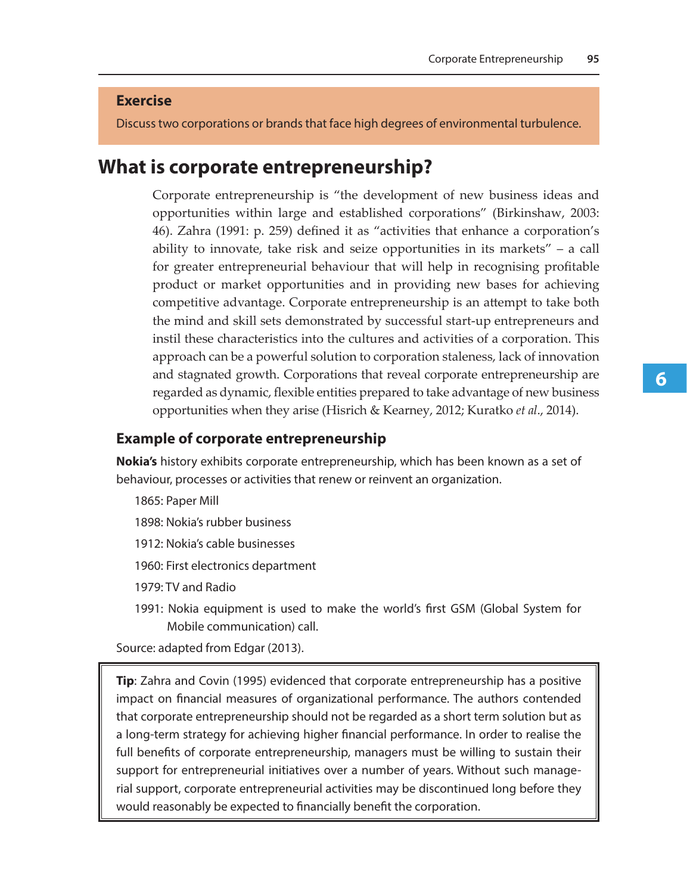**Exercise**

Discuss two corporations or brands that face high degrees of environmental turbulence.

## What is corporate entrepreneurship?

Corporate entrepreneurship is "the development of new business ideas and opportunities within large and established corporations" (Birkinshaw, 2003: 46). Zahra (1991: p. 259) defined it as "activities that enhance a corporation's ability to innovate, take risk and seize opportunities in its markets" – a call for greater entrepreneurial behaviour that will help in recognising profitable product or market opportunities and in providing new bases for achieving competitive advantage. Corporate entrepreneurship is an attempt to take both the mind and skill sets demonstrated by successful start-up entrepreneurs and instil these characteristics into the cultures and activities of a corporation. This approach can be a powerful solution to corporation staleness, lack of innovation and stagnated growth. Corporations that reveal corporate entrepreneurship are regarded as dynamic, flexible entities prepared to take advantage of new business opportunities when they arise (Hisrich & Kearney, 2012; Kuratko *et al*., 2014).

### Example of corporate entrepreneurship

**Nokia's** history exhibits corporate entrepreneurship, which has been known as a set of behaviour, processes or activities that renew or reinvent an organization.

- 1865: Paper Mill
- 1898: Nokia's rubber business
- 1912: Nokia's cable businesses
- 1960: First electronics department
- 1979: TV and Radio
- 1991: Nokia equipment is used to make the world's first GSM (Global System for Mobile communication) call.

Source: adapted from Edgar (2013).

**Tip**: Zahra and Covin (1995) evidenced that corporate entrepreneurship has a positive impact on financial measures of organizational performance. The authors contended that corporate entrepreneurship should not be regarded as a short term solution but as a long-term strategy for achieving higher financial performance. In order to realise the full benefits of corporate entrepreneurship, managers must be willing to sustain their support for entrepreneurial initiatives over a number of years. Without such managerial support, corporate entrepreneurial activities may be discontinued long before they would reasonably be expected to financially benefit the corporation.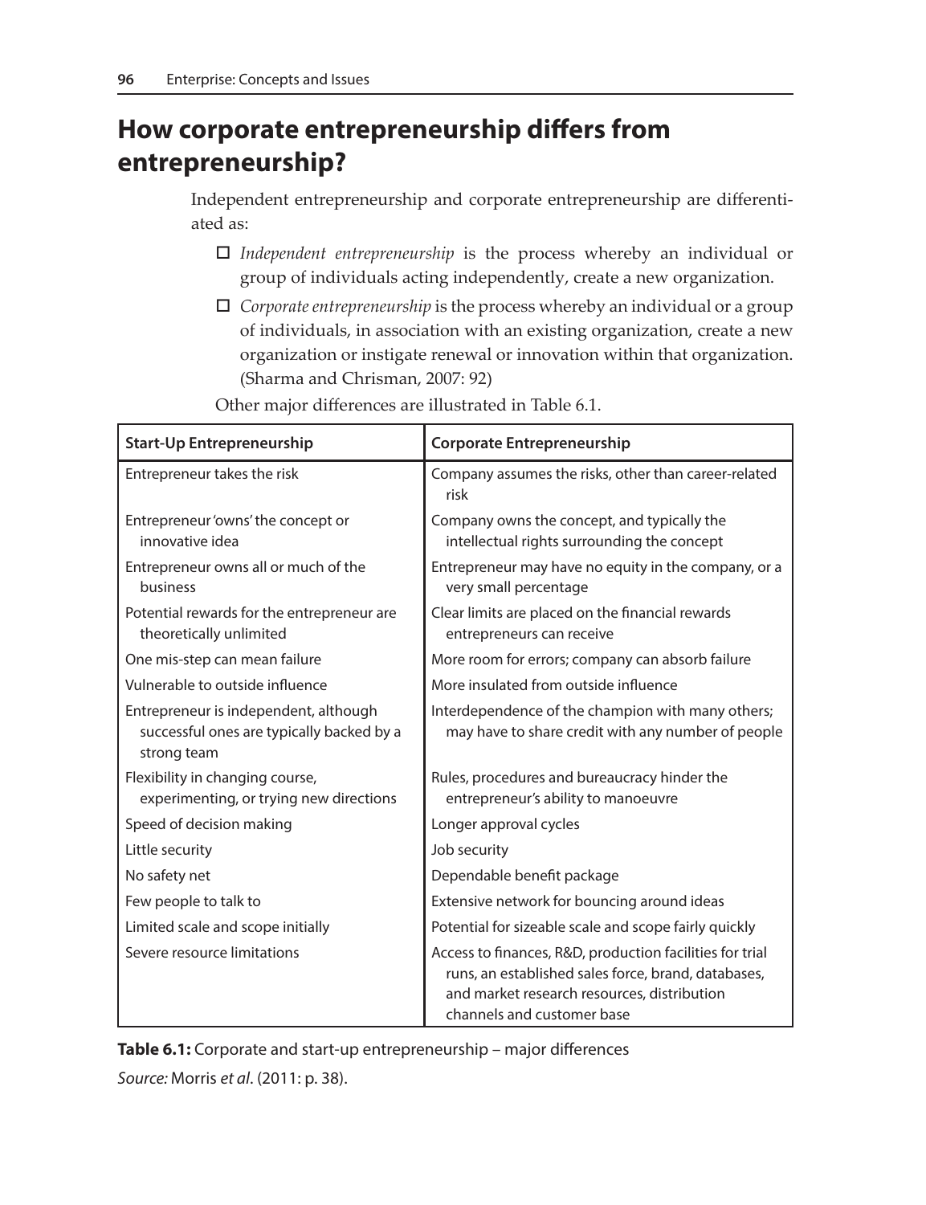## How corporate entrepreneurship differs from entrepreneurship?

Independent entrepreneurship and corporate entrepreneurship are differentiated as:

- *Independent entrepreneurship* is the process whereby an individual or group of individuals acting independently, create a new organization.
- *Corporate entrepreneurship* is the process whereby an individual or a group of individuals, in association with an existing organization, create a new organization or instigate renewal or innovation within that organization. (Sharma and Chrisman, 2007: 92)

Other major differences are illustrated in Table 6.1.

| Start-Up Entrepreneurship | Corporate Entrepreneurship |
|---|---|
| Entrepreneur takes the risk | Company assumes the risks, other than career-related risk |
| Entrepreneur 'owns' the concept or innovative idea | Company owns the concept, and typically the intellectual rights surrounding the concept |
| Entrepreneur owns all or much of the business | Entrepreneur may have no equity in the company, or a very small percentage |
| Potential rewards for the entrepreneur are theoretically unlimited | Clear limits are placed on the financial rewards entrepreneurs can receive |
| One mis-step can mean failure | More room for errors; company can absorb failure |
| Vulnerable to outside influence | More insulated from outside influence |
| Entrepreneur is independent, although successful ones are typically backed by a strong team | Interdependence of the champion with many others; may have to share credit with any number of people |
| Flexibility in changing course, experimenting, or trying new directions | Rules, procedures and bureaucracy hinder the entrepreneur's ability to manoeuvre |
| Speed of decision making | Longer approval cycles |
| Little security | Job security |
| No safety net | Dependable benefit package |
| Few people to talk to | Extensive network for bouncing around ideas |
| Limited scale and scope initially | Potential for sizeable scale and scope fairly quickly |
| Severe resource limitations | Access to finances, R&D, production facilities for trial runs, an established sales force, brand, databases, and market research resources, distribution channels and customer base |

**Table 6.1:** Corporate and start-up entrepreneurship – major differences

*Source:* Morris *et al*. (2011: p. 38).